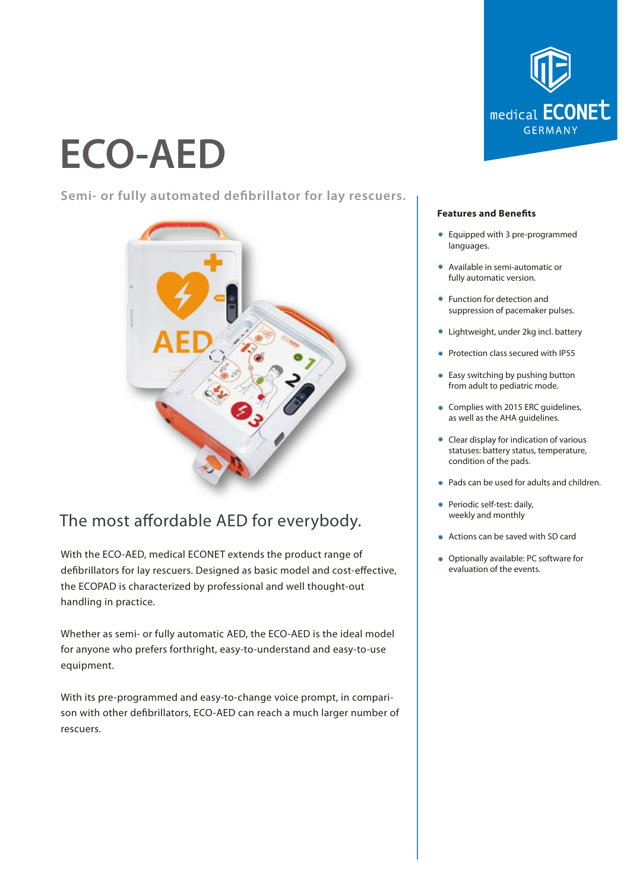medical ECONET GERMANY

# ECO-AED

**Semi- or fully automated defibrillator for lay rescuers.**

## The most affordable AED for everybody.

With the ECO-AED, medical ECONET extends the product range of defibrillators for lay rescuers. Designed as basic model and cost-effective, the ECOPAD is characterized by professional and well thought-out handling in practice.

Whether as semi- or fully automatic AED, the ECO-AED is the ideal model for anyone who prefers forthright, easy-to-understand and easy-to-use equipment.

With its pre-programmed and easy-to-change voice prompt, in comparison with other defibrillators, ECO-AED can reach a much larger number of rescuers.

### Features and Benefits

- Equipped with 3 pre-programmed languages.
- Available in semi-automatic or fully automatic version.
- Function for detection and suppression of pacemaker pulses.
- Lightweight, under 2kg incl. battery
- Protection class secured with IP55
- Easy switching by pushing button from adult to pediatric mode.
- Complies with 2015 ERC guidelines, as well as the AHA guidelines.
- Clear display for indication of various statuses: battery status, temperature, condition of the pads.
- Pads can be used for adults and children.
- Periodic self-test: daily, weekly and monthly
- Actions can be saved with SD card
- Optionally available: PC software for evaluation of the events.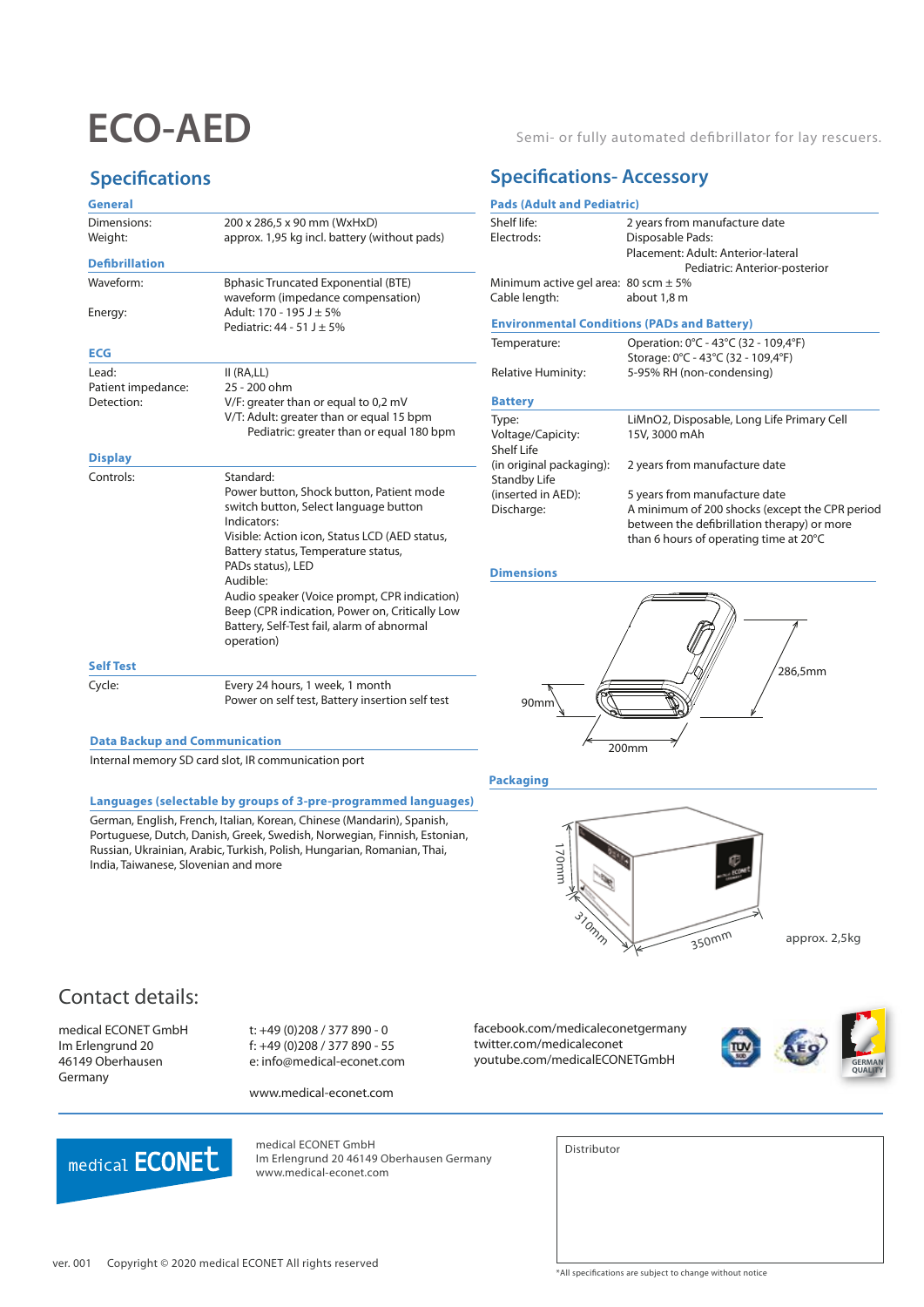# ECO-AED

Semi- or fully automated defibrillator for lay rescuers.

## Specifications

### General

| | |
|---|---|
| Dimensions: | 200 x 286,5 x 90 mm (WxHxD) |
| Weight: | approx. 1,95 kg incl. battery (without pads) |

### Defibrillation

| | |
|---|---|
| Waveform: | Bphasic Truncated Exponential (BTE) waveform (impedance compensation) |
| Energy: | Adult: 170 - 195 J ± 5%<br>Pediatric: 44 - 51 J ± 5% |

### ECG

| | |
|---|---|
| Lead: | II (RA,LL) |
| Patient impedance: | 25 - 200 ohm |
| Detection: | V/F: greater than or equal to 0,2 mV<br>V/T: Adult: greater than or equal 15 bpm<br>Pediatric: greater than or equal 180 bpm |

### Display

| | |
|---|---|
| Controls: | Standard:<br>Power button, Shock button, Patient mode switch button, Select language button<br>Indicators:<br>Visible: Action icon, Status LCD (AED status, Battery status, Temperature status, PADs status), LED<br>Audible:<br>Audio speaker (Voice prompt, CPR indication)<br>Beep (CPR indication, Power on, Critically Low Battery, Self-Test fail, alarm of abnormal operation) |

### Self Test

| | |
|---|---|
| Cycle: | Every 24 hours, 1 week, 1 month<br>Power on self test, Battery insertion self test |

### Data Backup and Communication

Internal memory SD card slot, IR communication port

### Languages (selectable by groups of 3-pre-programmed languages)

German, English, French, Italian, Korean, Chinese (Mandarin), Spanish, Portuguese, Dutch, Danish, Greek, Swedish, Norwegian, Finnish, Estonian, Russian, Ukrainian, Arabic, Turkish, Polish, Hungarian, Romanian, Thai, India, Taiwanese, Slovenian and more

## Specifications- Accessory

### Pads (Adult and Pediatric)

| | |
|---|---|
| Shelf life: | 2 years from manufacture date |
| Electrods: | Disposable Pads:<br>Placement: Adult: Anterior-lateral<br>Pediatric: Anterior-posterior |
| Minimum active gel area: | 80 scm ± 5% |
| Cable length: | about 1,8 m |

### Environmental Conditions (PADs and Battery)

| | |
|---|---|
| Temperature: | Operation: 0°C - 43°C (32 - 109,4°F)<br>Storage: 0°C - 43°C (32 - 109,4°F) |
| Relative Humidity: | 5-95% RH (non-condensing) |

### Battery

| | |
|---|---|
| Type: | LiMnO2, Disposable, Long Life Primary Cell |
| Voltage/Capicity: | 15V, 3000 mAh |
| Shelf Life (in original packaging): | 2 years from manufacture date |
| Standby Life (inserted in AED): | 5 years from manufacture date |
| Discharge: | A minimum of 200 shocks (except the CPR period between the defibrillation therapy) or more than 6 hours of operating time at 20°C |

### Dimensions

286,5mm

90mm

200mm

### Packaging

170mm

310mm

350mm

approx. 2,5kg

## Contact details:

medical ECONET GmbH
Im Erlengrund 20
46149 Oberhausen
Germany

t: +49 (0)208 / 377 890 - 0
f: +49 (0)208 / 377 890 - 55
e: info@medical-econet.com

www.medical-econet.com

facebook.com/medicaleconetgermany
twitter.com/medicaleconet
youtube.com/medicalECONETGmbH

medical ECONET

medical ECONET GmbH
Im Erlengrund 20 46149 Oberhausen Germany
www.medical-econet.com

Distributor

ver. 001 Copyright © 2020 medical ECONET All rights reserved

*All specifications are subject to change without notice